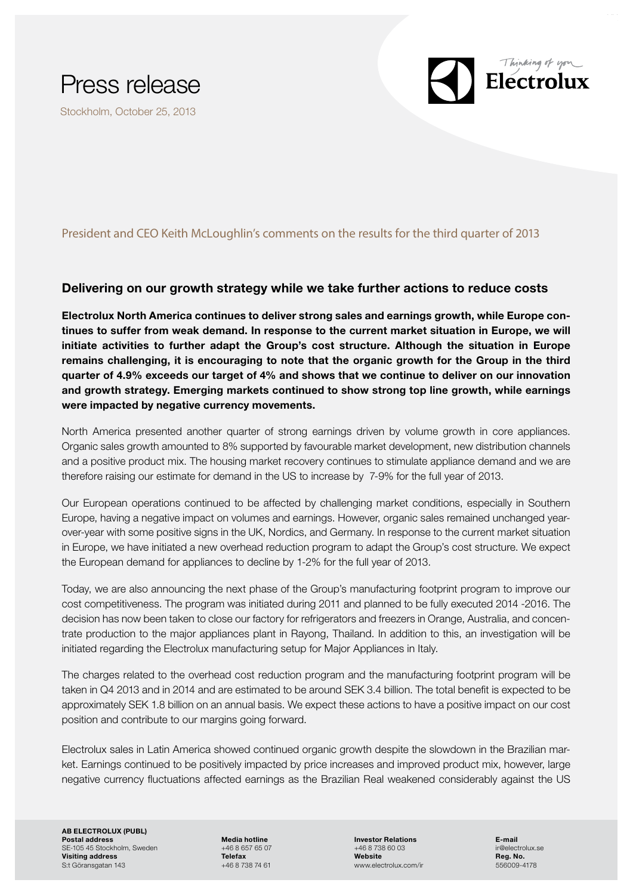# Press release

Stockholm, October 25, 2013

President and CEO Keith McLoughlin's comments on the results for the third quarter of 2013

## Delivering on our growth strategy while we take further actions to reduce costs

**Electrolux North America continues to deliver strong sales and earnings growth, while Europe continues to suffer from weak demand. In response to the current market situation in Europe, we will initiate activities to further adapt the Group's cost structure. Although the situation in Europe remains challenging, it is encouraging to note that the organic growth for the Group in the third quarter of 4.9% exceeds our target of 4% and shows that we continue to deliver on our innovation and growth strategy. Emerging markets continued to show strong top line growth, while earnings were impacted by negative currency movements.**

North America presented another quarter of strong earnings driven by volume growth in core appliances. Organic sales growth amounted to 8% supported by favourable market development, new distribution channels and a positive product mix. The housing market recovery continues to stimulate appliance demand and we are therefore raising our estimate for demand in the US to increase by 7-9% for the full year of 2013.

Our European operations continued to be affected by challenging market conditions, especially in Southern Europe, having a negative impact on volumes and earnings. However, organic sales remained unchanged year-over-year with some positive signs in the UK, Nordics, and Germany. In response to the current market situation in Europe, we have initiated a new overhead reduction program to adapt the Group's cost structure. We expect the European demand for appliances to decline by 1-2% for the full year of 2013.

Today, we are also announcing the next phase of the Group's manufacturing footprint program to improve our cost competitiveness. The program was initiated during 2011 and planned to be fully executed 2014 -2016. The decision has now been taken to close our factory for refrigerators and freezers in Orange, Australia, and concentrate production to the major appliances plant in Rayong, Thailand. In addition to this, an investigation will be initiated regarding the Electrolux manufacturing setup for Major Appliances in Italy.

The charges related to the overhead cost reduction program and the manufacturing footprint program will be taken in Q4 2013 and in 2014 and are estimated to be around SEK 3.4 billion. The total benefit is expected to be approximately SEK 1.8 billion on an annual basis. We expect these actions to have a positive impact on our cost position and contribute to our margins going forward.

Electrolux sales in Latin America showed continued organic growth despite the slowdown in the Brazilian market. Earnings continued to be positively impacted by price increases and improved product mix, however, large negative currency fluctuations affected earnings as the Brazilian Real weakened considerably against the US

**AB ELECTROLUX (PUBL)**
**Postal address**
SE-105 45 Stockholm, Sweden
**Visiting address**
S:t Göransgatan 143

**Media hotline**
+46 8 657 65 07
**Telefax**
+46 8 738 74 61

**Investor Relations**
+46 8 738 60 03
**Website**
www.electrolux.com/ir

**E-mail**
ir@electrolux.se
**Reg. No.**
556009-4178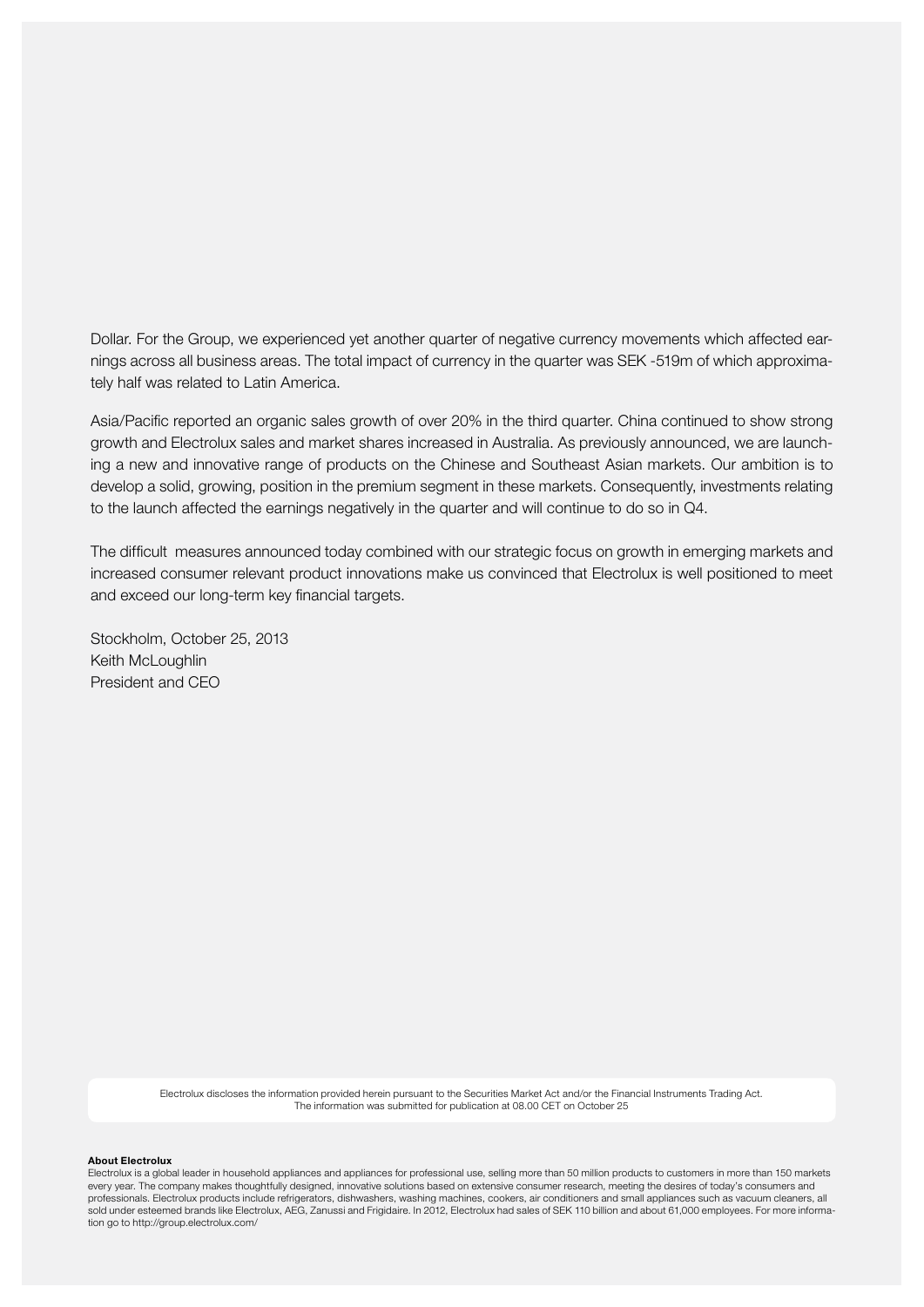Dollar. For the Group, we experienced yet another quarter of negative currency movements which affected earnings across all business areas. The total impact of currency in the quarter was SEK -519m of which approximately half was related to Latin America.

Asia/Pacific reported an organic sales growth of over 20% in the third quarter. China continued to show strong growth and Electrolux sales and market shares increased in Australia. As previously announced, we are launching a new and innovative range of products on the Chinese and Southeast Asian markets. Our ambition is to develop a solid, growing, position in the premium segment in these markets. Consequently, investments relating to the launch affected the earnings negatively in the quarter and will continue to do so in Q4.

The difficult measures announced today combined with our strategic focus on growth in emerging markets and increased consumer relevant product innovations make us convinced that Electrolux is well positioned to meet and exceed our long-term key financial targets.

Stockholm, October 25, 2013
Keith McLoughlin
President and CEO

Electrolux discloses the information provided herein pursuant to the Securities Market Act and/or the Financial Instruments Trading Act.
The information was submitted for publication at 08.00 CET on October 25

**About Electrolux**
Electrolux is a global leader in household appliances and appliances for professional use, selling more than 50 million products to customers in more than 150 markets every year. The company makes thoughtfully designed, innovative solutions based on extensive consumer research, meeting the desires of today's consumers and professionals. Electrolux products include refrigerators, dishwashers, washing machines, cookers, air conditioners and small appliances such as vacuum cleaners, all sold under esteemed brands like Electrolux, AEG, Zanussi and Frigidaire. In 2012, Electrolux had sales of SEK 110 billion and about 61,000 employees. For more information go to http://group.electrolux.com/